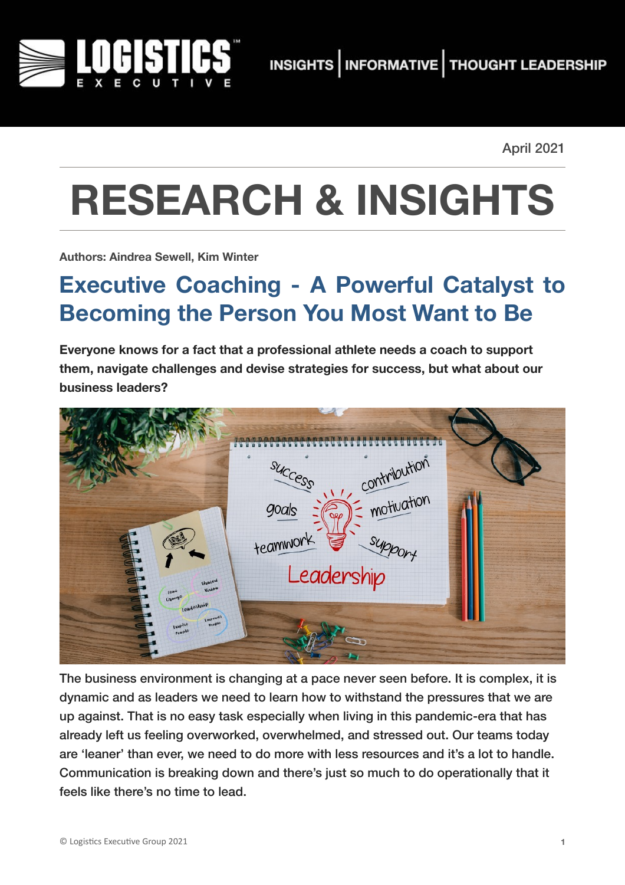April 2021

# RESEARCH & INSIGHTS

**Authors: Aindrea Sewell, Kim Winter**

## Executive Coaching - A Powerful Catalyst to Becoming the Person You Most Want to Be

**Everyone knows for a fact that a professional athlete needs a coach to support them, navigate challenges and devise strategies for success, but what about our business leaders?**

The business environment is changing at a pace never seen before. It is complex, it is dynamic and as leaders we need to learn how to withstand the pressures that we are up against. That is no easy task especially when living in this pandemic-era that has already left us feeling overworked, overwhelmed, and stressed out. Our teams today are 'leaner' than ever, we need to do more with less resources and it's a lot to handle. Communication is breaking down and there's just so much to do operationally that it feels like there's no time to lead.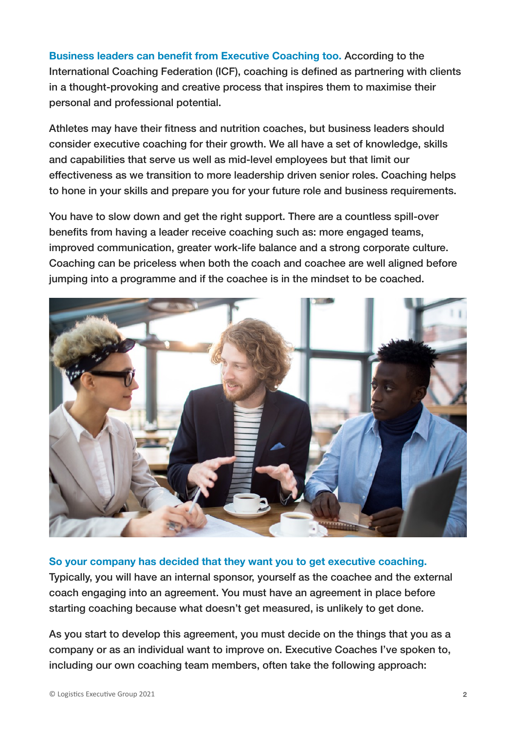**Business leaders can benefit from Executive Coaching too.** According to the International Coaching Federation (ICF), coaching is defined as partnering with clients in a thought-provoking and creative process that inspires them to maximise their personal and professional potential.

Athletes may have their fitness and nutrition coaches, but business leaders should consider executive coaching for their growth. We all have a set of knowledge, skills and capabilities that serve us well as mid-level employees but that limit our effectiveness as we transition to more leadership driven senior roles. Coaching helps to hone in your skills and prepare you for your future role and business requirements.

You have to slow down and get the right support. There are a countless spill-over benefits from having a leader receive coaching such as: more engaged teams, improved communication, greater work-life balance and a strong corporate culture. Coaching can be priceless when both the coach and coachee are well aligned before jumping into a programme and if the coachee is in the mindset to be coached.

**So your company has decided that they want you to get executive coaching.** Typically, you will have an internal sponsor, yourself as the coachee and the external coach engaging into an agreement. You must have an agreement in place before starting coaching because what doesn't get measured, is unlikely to get done.

As you start to develop this agreement, you must decide on the things that you as a company or as an individual want to improve on. Executive Coaches I've spoken to, including our own coaching team members, often take the following approach: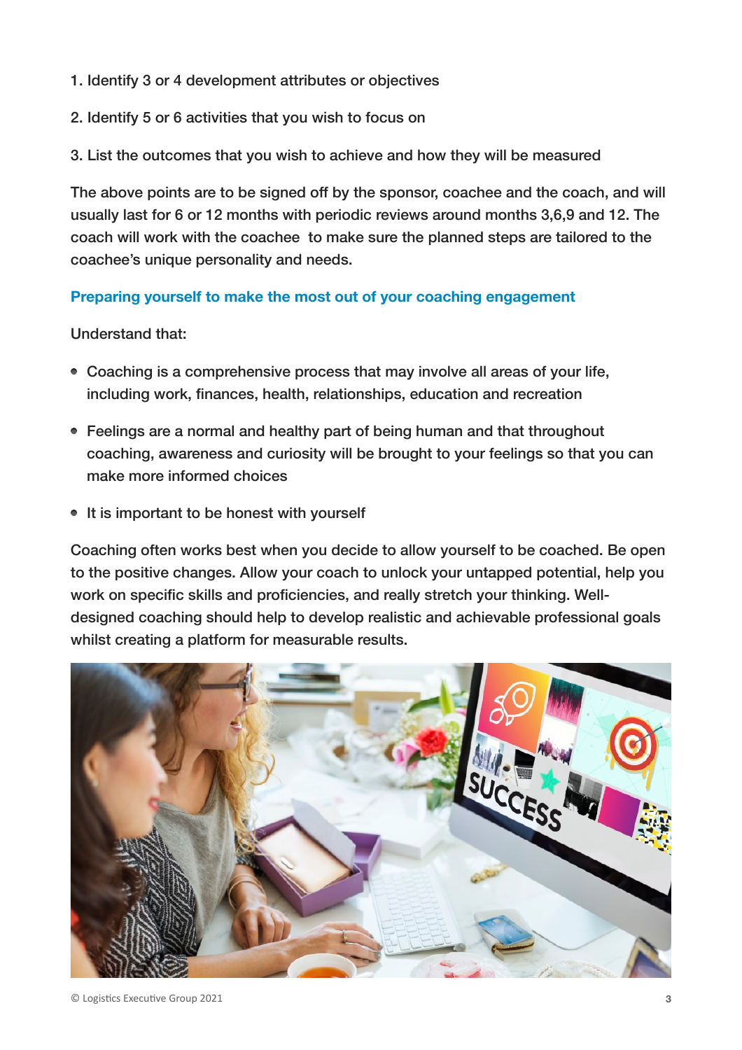1. Identify 3 or 4 development attributes or objectives

2. Identify 5 or 6 activities that you wish to focus on

3. List the outcomes that you wish to achieve and how they will be measured

The above points are to be signed off by the sponsor, coachee and the coach, and will usually last for 6 or 12 months with periodic reviews around months 3,6,9 and 12. The coach will work with the coachee to make sure the planned steps are tailored to the coachee's unique personality and needs.

## Preparing yourself to make the most out of your coaching engagement

Understand that:

- Coaching is a comprehensive process that may involve all areas of your life, including work, finances, health, relationships, education and recreation
- Feelings are a normal and healthy part of being human and that throughout coaching, awareness and curiosity will be brought to your feelings so that you can make more informed choices
- It is important to be honest with yourself

Coaching often works best when you decide to allow yourself to be coached. Be open to the positive changes. Allow your coach to unlock your untapped potential, help you work on specific skills and proficiencies, and really stretch your thinking. Well-designed coaching should help to develop realistic and achievable professional goals whilst creating a platform for measurable results.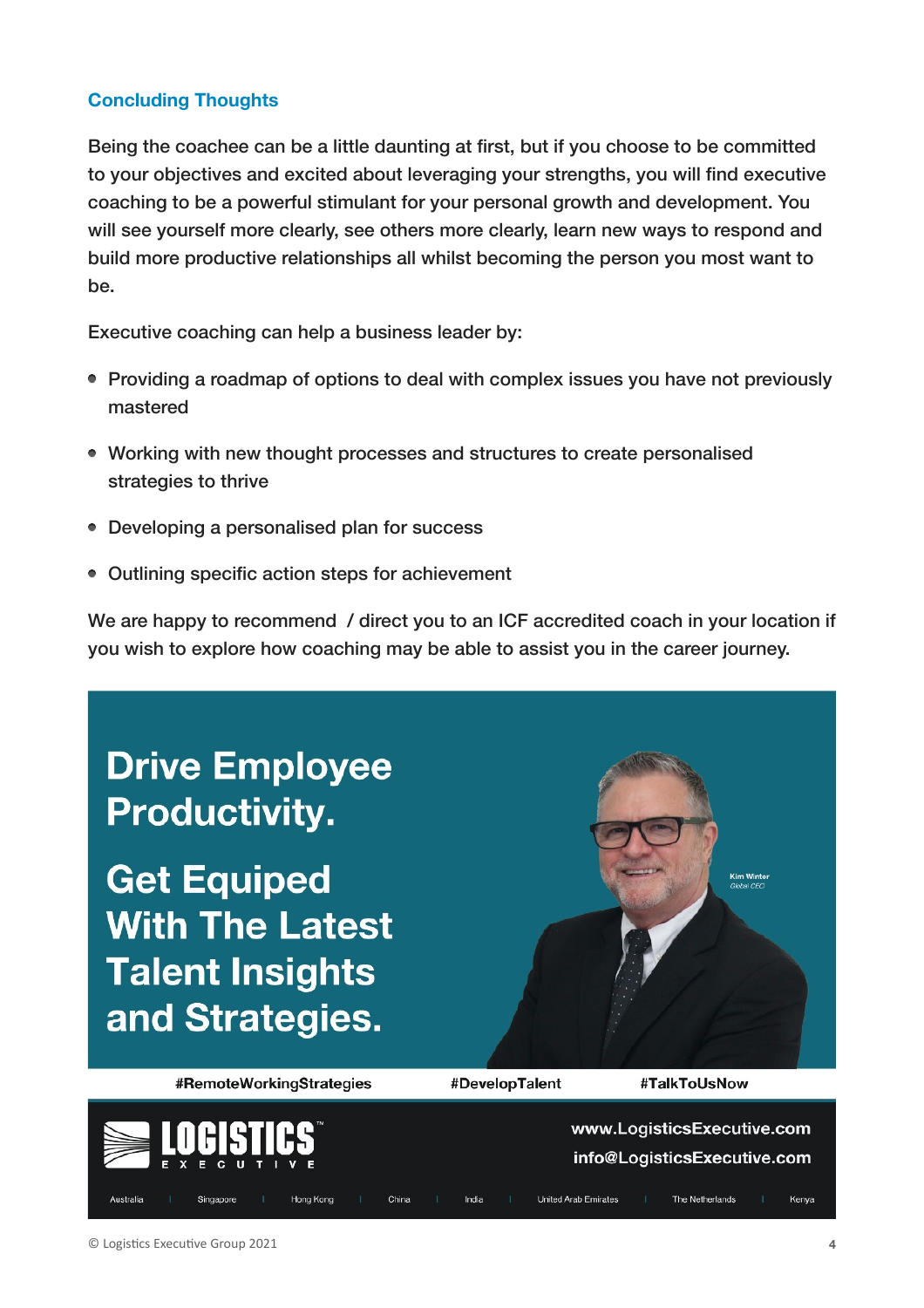## Concluding Thoughts

Being the coachee can be a little daunting at first, but if you choose to be committed to your objectives and excited about leveraging your strengths, you will find executive coaching to be a powerful stimulant for your personal growth and development. You will see yourself more clearly, see others more clearly, learn new ways to respond and build more productive relationships all whilst becoming the person you most want to be.

Executive coaching can help a business leader by:

- Providing a roadmap of options to deal with complex issues you have not previously mastered
- Working with new thought processes and structures to create personalised strategies to thrive
- Developing a personalised plan for success
- Outlining specific action steps for achievement

We are happy to recommend / direct you to an ICF accredited coach in your location if you wish to explore how coaching may be able to assist you in the career journey.

**Drive Employee Productivity.**

**Get Equiped With The Latest Talent Insights and Strategies.**

Kim Winter
*Global CEO*

#RemoteWorkingStrategies #DevelopTalent #TalkToUsNow

LOGISTICS EXECUTIVE

www.LogisticsExecutive.com
info@LogisticsExecutive.com

Australia | Singapore | Hong Kong | China | India | United Arab Emirates | The Netherlands | Kenya

© Logistics Executive Group 2021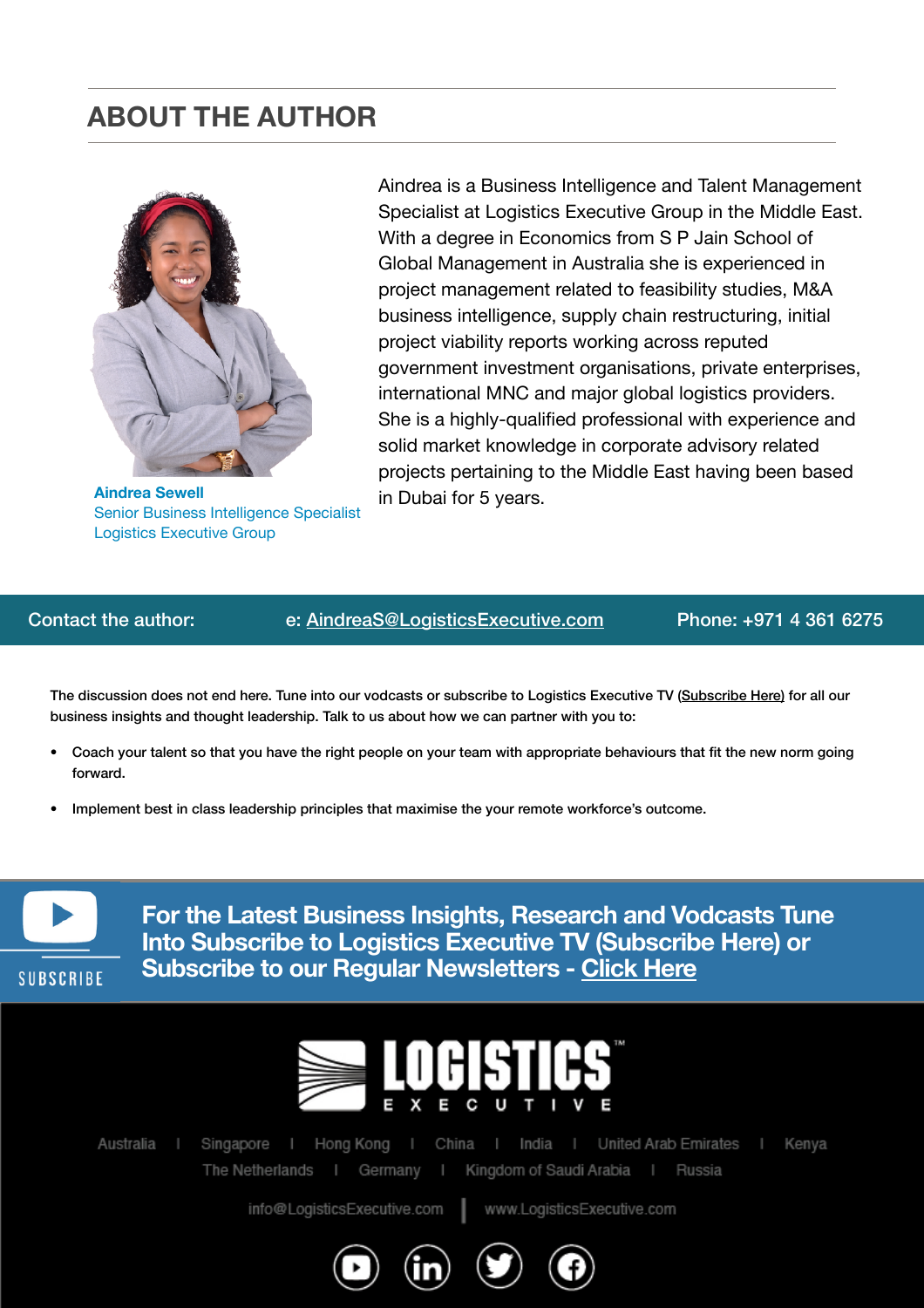## ABOUT THE AUTHOR

**Aindrea Sewell**
Senior Business Intelligence Specialist
Logistics Executive Group

Aindrea is a Business Intelligence and Talent Management Specialist at Logistics Executive Group in the Middle East. With a degree in Economics from S P Jain School of Global Management in Australia she is experienced in project management related to feasibility studies, M&A business intelligence, supply chain restructuring, initial project viability reports working across reputed government investment organisations, private enterprises, international MNC and major global logistics providers. She is a highly-qualified professional with experience and solid market knowledge in corporate advisory related projects pertaining to the Middle East having been based in Dubai for 5 years.

Contact the author: e: AindreaS@LogisticsExecutive.com Phone: +971 4 361 6275

The discussion does not end here. Tune into our vodcasts or subscribe to Logistics Executive TV (Subscribe Here) for all our business insights and thought leadership. Talk to us about how we can partner with you to:

- Coach your talent so that you have the right people on your team with appropriate behaviours that fit the new norm going forward.
- Implement best in class leadership principles that maximise the your remote workforce's outcome.

SUBSCRIBE

**For the Latest Business Insights, Research and Vodcasts Tune Into Subscribe to Logistics Executive TV (Subscribe Here) or Subscribe to our Regular Newsletters - Click Here**

LOGISTICS EXECUTIVE

Australia | Singapore | Hong Kong | China | India | United Arab Emirates | Kenya
The Netherlands | Germany | Kingdom of Saudi Arabia | Russia

info@LogisticsExecutive.com | www.LogisticsExecutive.com